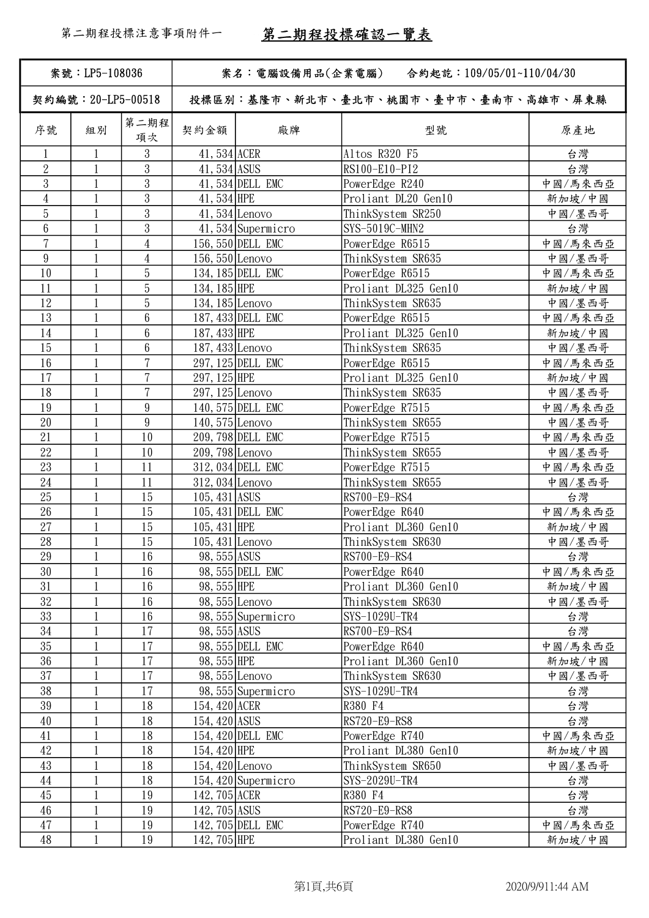第二期程投標注意事項附件一

# 第二期程投標確認一覽表

| 案號：LP5-108036 | | 案名：電腦設備用品(企業電腦)　　合約起訖：109/05/01~110/04/30 | | | | |
|---|---|---|---|---|---|---|
| 契約編號：20-LP5-00518 | | 投標區別：基隆市、新北市、臺北市、桃園市、臺中市、臺南市、高雄市、屏東縣 | | | | |
| 序號 | 組別 | 第二期程項次 | 契約金額 | 廠牌 | 型號 | 原產地 |
| 1 | 1 | 3 | 41,534 | ACER | Altos R320 F5 | 台灣 |
| 2 | 1 | 3 | 41,534 | ASUS | RS100-E10-PI2 | 台灣 |
| 3 | 1 | 3 | 41,534 | DELL EMC | PowerEdge R240 | 中國/馬來西亞 |
| 4 | 1 | 3 | 41,534 | HPE | Proliant DL20 Gen10 | 新加坡/中國 |
| 5 | 1 | 3 | 41,534 | Lenovo | ThinkSystem SR250 | 中國/墨西哥 |
| 6 | 1 | 3 | 41,534 | Supermicro | SYS-5019C-MHN2 | 台灣 |
| 7 | 1 | 4 | 156,550 | DELL EMC | PowerEdge R6515 | 中國/馬來西亞 |
| 9 | 1 | 4 | 156,550 | Lenovo | ThinkSystem SR635 | 中國/墨西哥 |
| 10 | 1 | 5 | 134,185 | DELL EMC | PowerEdge R6515 | 中國/馬來西亞 |
| 11 | 1 | 5 | 134,185 | HPE | Proliant DL325 Gen10 | 新加坡/中國 |
| 12 | 1 | 5 | 134,185 | Lenovo | ThinkSystem SR635 | 中國/墨西哥 |
| 13 | 1 | 6 | 187,433 | DELL EMC | PowerEdge R6515 | 中國/馬來西亞 |
| 14 | 1 | 6 | 187,433 | HPE | Proliant DL325 Gen10 | 新加坡/中國 |
| 15 | 1 | 6 | 187,433 | Lenovo | ThinkSystem SR635 | 中國/墨西哥 |
| 16 | 1 | 7 | 297,125 | DELL EMC | PowerEdge R6515 | 中國/馬來西亞 |
| 17 | 1 | 7 | 297,125 | HPE | Proliant DL325 Gen10 | 新加坡/中國 |
| 18 | 1 | 7 | 297,125 | Lenovo | ThinkSystem SR635 | 中國/墨西哥 |
| 19 | 1 | 9 | 140,575 | DELL EMC | PowerEdge R7515 | 中國/馬來西亞 |
| 20 | 1 | 9 | 140,575 | Lenovo | ThinkSystem SR655 | 中國/墨西哥 |
| 21 | 1 | 10 | 209,798 | DELL EMC | PowerEdge R7515 | 中國/馬來西亞 |
| 22 | 1 | 10 | 209,798 | Lenovo | ThinkSystem SR655 | 中國/墨西哥 |
| 23 | 1 | 11 | 312,034 | DELL EMC | PowerEdge R7515 | 中國/馬來西亞 |
| 24 | 1 | 11 | 312,034 | Lenovo | ThinkSystem SR655 | 中國/墨西哥 |
| 25 | 1 | 15 | 105,431 | ASUS | RS700-E9-RS4 | 台灣 |
| 26 | 1 | 15 | 105,431 | DELL EMC | PowerEdge R640 | 中國/馬來西亞 |
| 27 | 1 | 15 | 105,431 | HPE | Proliant DL360 Gen10 | 新加坡/中國 |
| 28 | 1 | 15 | 105,431 | Lenovo | ThinkSystem SR630 | 中國/墨西哥 |
| 29 | 1 | 16 | 98,555 | ASUS | RS700-E9-RS4 | 台灣 |
| 30 | 1 | 16 | 98,555 | DELL EMC | PowerEdge R640 | 中國/馬來西亞 |
| 31 | 1 | 16 | 98,555 | HPE | Proliant DL360 Gen10 | 新加坡/中國 |
| 32 | 1 | 16 | 98,555 | Lenovo | ThinkSystem SR630 | 中國/墨西哥 |
| 33 | 1 | 16 | 98,555 | Supermicro | SYS-1029U-TR4 | 台灣 |
| 34 | 1 | 17 | 98,555 | ASUS | RS700-E9-RS4 | 台灣 |
| 35 | 1 | 17 | 98,555 | DELL EMC | PowerEdge R640 | 中國/馬來西亞 |
| 36 | 1 | 17 | 98,555 | HPE | Proliant DL360 Gen10 | 新加坡/中國 |
| 37 | 1 | 17 | 98,555 | Lenovo | ThinkSystem SR630 | 中國/墨西哥 |
| 38 | 1 | 17 | 98,555 | Supermicro | SYS-1029U-TR4 | 台灣 |
| 39 | 1 | 18 | 154,420 | ACER | R380 F4 | 台灣 |
| 40 | 1 | 18 | 154,420 | ASUS | RS720-E9-RS8 | 台灣 |
| 41 | 1 | 18 | 154,420 | DELL EMC | PowerEdge R740 | 中國/馬來西亞 |
| 42 | 1 | 18 | 154,420 | HPE | Proliant DL380 Gen10 | 新加坡/中國 |
| 43 | 1 | 18 | 154,420 | Lenovo | ThinkSystem SR650 | 中國/墨西哥 |
| 44 | 1 | 18 | 154,420 | Supermicro | SYS-2029U-TR4 | 台灣 |
| 45 | 1 | 19 | 142,705 | ACER | R380 F4 | 台灣 |
| 46 | 1 | 19 | 142,705 | ASUS | RS720-E9-RS8 | 台灣 |
| 47 | 1 | 19 | 142,705 | DELL EMC | PowerEdge R740 | 中國/馬來西亞 |
| 48 | 1 | 19 | 142,705 | HPE | Proliant DL380 Gen10 | 新加坡/中國 |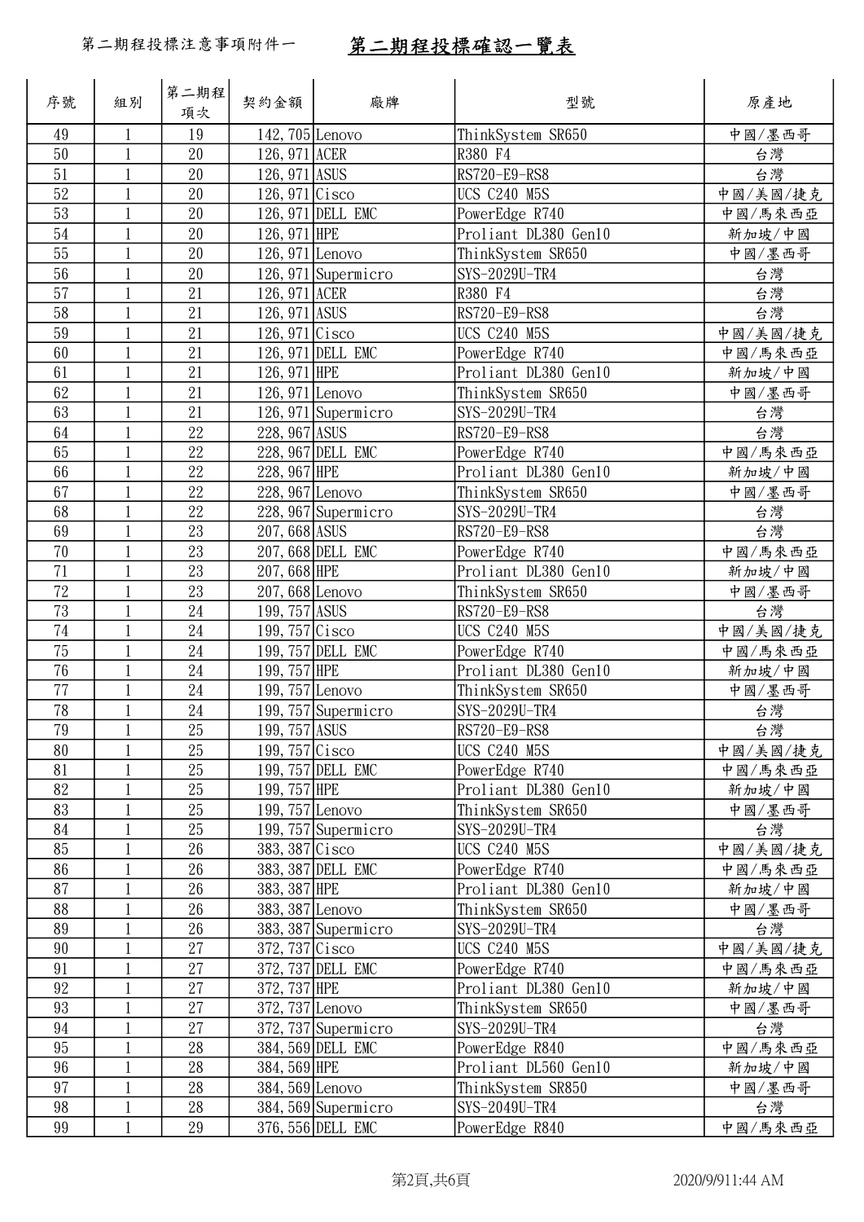第二期程投標注意事項附件一

## 第二期程投標確認一覽表

| 序號 | 組別 | 第二期程項次 | 契約金額 | 廠牌 | 型號 | 原產地 |
|---|---|---|---|---|---|---|
| 49 | 1 | 19 | 142,705 | Lenovo | ThinkSystem SR650 | 中國/墨西哥 |
| 50 | 1 | 20 | 126,971 | ACER | R380 F4 | 台灣 |
| 51 | 1 | 20 | 126,971 | ASUS | RS720-E9-RS8 | 台灣 |
| 52 | 1 | 20 | 126,971 | Cisco | UCS C240 M5S | 中國/美國/捷克 |
| 53 | 1 | 20 | 126,971 | DELL EMC | PowerEdge R740 | 中國/馬來西亞 |
| 54 | 1 | 20 | 126,971 | HPE | Proliant DL380 Gen10 | 新加坡/中國 |
| 55 | 1 | 20 | 126,971 | Lenovo | ThinkSystem SR650 | 中國/墨西哥 |
| 56 | 1 | 20 | 126,971 | Supermicro | SYS-2029U-TR4 | 台灣 |
| 57 | 1 | 21 | 126,971 | ACER | R380 F4 | 台灣 |
| 58 | 1 | 21 | 126,971 | ASUS | RS720-E9-RS8 | 台灣 |
| 59 | 1 | 21 | 126,971 | Cisco | UCS C240 M5S | 中國/美國/捷克 |
| 60 | 1 | 21 | 126,971 | DELL EMC | PowerEdge R740 | 中國/馬來西亞 |
| 61 | 1 | 21 | 126,971 | HPE | Proliant DL380 Gen10 | 新加坡/中國 |
| 62 | 1 | 21 | 126,971 | Lenovo | ThinkSystem SR650 | 中國/墨西哥 |
| 63 | 1 | 21 | 126,971 | Supermicro | SYS-2029U-TR4 | 台灣 |
| 64 | 1 | 22 | 228,967 | ASUS | RS720-E9-RS8 | 台灣 |
| 65 | 1 | 22 | 228,967 | DELL EMC | PowerEdge R740 | 中國/馬來西亞 |
| 66 | 1 | 22 | 228,967 | HPE | Proliant DL380 Gen10 | 新加坡/中國 |
| 67 | 1 | 22 | 228,967 | Lenovo | ThinkSystem SR650 | 中國/墨西哥 |
| 68 | 1 | 22 | 228,967 | Supermicro | SYS-2029U-TR4 | 台灣 |
| 69 | 1 | 23 | 207,668 | ASUS | RS720-E9-RS8 | 台灣 |
| 70 | 1 | 23 | 207,668 | DELL EMC | PowerEdge R740 | 中國/馬來西亞 |
| 71 | 1 | 23 | 207,668 | HPE | Proliant DL380 Gen10 | 新加坡/中國 |
| 72 | 1 | 23 | 207,668 | Lenovo | ThinkSystem SR650 | 中國/墨西哥 |
| 73 | 1 | 24 | 199,757 | ASUS | RS720-E9-RS8 | 台灣 |
| 74 | 1 | 24 | 199,757 | Cisco | UCS C240 M5S | 中國/美國/捷克 |
| 75 | 1 | 24 | 199,757 | DELL EMC | PowerEdge R740 | 中國/馬來西亞 |
| 76 | 1 | 24 | 199,757 | HPE | Proliant DL380 Gen10 | 新加坡/中國 |
| 77 | 1 | 24 | 199,757 | Lenovo | ThinkSystem SR650 | 中國/墨西哥 |
| 78 | 1 | 24 | 199,757 | Supermicro | SYS-2029U-TR4 | 台灣 |
| 79 | 1 | 25 | 199,757 | ASUS | RS720-E9-RS8 | 台灣 |
| 80 | 1 | 25 | 199,757 | Cisco | UCS C240 M5S | 中國/美國/捷克 |
| 81 | 1 | 25 | 199,757 | DELL EMC | PowerEdge R740 | 中國/馬來西亞 |
| 82 | 1 | 25 | 199,757 | HPE | Proliant DL380 Gen10 | 新加坡/中國 |
| 83 | 1 | 25 | 199,757 | Lenovo | ThinkSystem SR650 | 中國/墨西哥 |
| 84 | 1 | 25 | 199,757 | Supermicro | SYS-2029U-TR4 | 台灣 |
| 85 | 1 | 26 | 383,387 | Cisco | UCS C240 M5S | 中國/美國/捷克 |
| 86 | 1 | 26 | 383,387 | DELL EMC | PowerEdge R740 | 中國/馬來西亞 |
| 87 | 1 | 26 | 383,387 | HPE | Proliant DL380 Gen10 | 新加坡/中國 |
| 88 | 1 | 26 | 383,387 | Lenovo | ThinkSystem SR650 | 中國/墨西哥 |
| 89 | 1 | 26 | 383,387 | Supermicro | SYS-2029U-TR4 | 台灣 |
| 90 | 1 | 27 | 372,737 | Cisco | UCS C240 M5S | 中國/美國/捷克 |
| 91 | 1 | 27 | 372,737 | DELL EMC | PowerEdge R740 | 中國/馬來西亞 |
| 92 | 1 | 27 | 372,737 | HPE | Proliant DL380 Gen10 | 新加坡/中國 |
| 93 | 1 | 27 | 372,737 | Lenovo | ThinkSystem SR650 | 中國/墨西哥 |
| 94 | 1 | 27 | 372,737 | Supermicro | SYS-2029U-TR4 | 台灣 |
| 95 | 1 | 28 | 384,569 | DELL EMC | PowerEdge R840 | 中國/馬來西亞 |
| 96 | 1 | 28 | 384,569 | HPE | Proliant DL560 Gen10 | 新加坡/中國 |
| 97 | 1 | 28 | 384,569 | Lenovo | ThinkSystem SR850 | 中國/墨西哥 |
| 98 | 1 | 28 | 384,569 | Supermicro | SYS-2049U-TR4 | 台灣 |
| 99 | 1 | 29 | 376,556 | DELL EMC | PowerEdge R840 | 中國/馬來西亞 |

2020/9/911:44 AM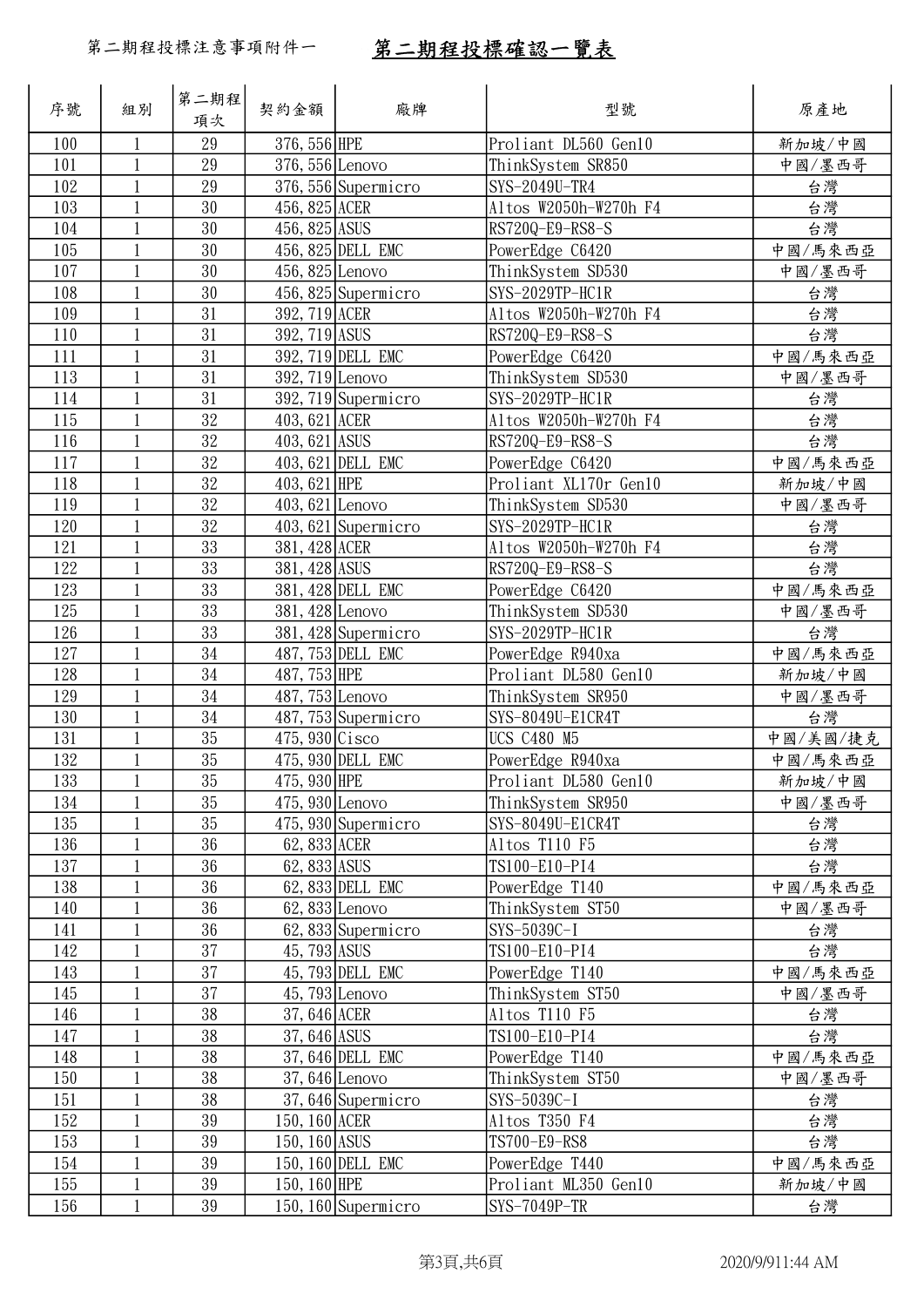第二期程投標注意事項附件一

# 第二期程投標確認一覽表

| 序號 | 組別 | 第二期程項次 | 契約金額 | 廠牌 | 型號 | 原產地 |
|---|---|---|---|---|---|---|
| 100 | 1 | 29 | 376,556 | HPE | Proliant DL560 Gen10 | 新加坡/中國 |
| 101 | 1 | 29 | 376,556 | Lenovo | ThinkSystem SR850 | 中國/墨西哥 |
| 102 | 1 | 29 | 376,556 | Supermicro | SYS-2049U-TR4 | 台灣 |
| 103 | 1 | 30 | 456,825 | ACER | Altos W2050h-W270h F4 | 台灣 |
| 104 | 1 | 30 | 456,825 | ASUS | RS720Q-E9-RS8-S | 台灣 |
| 105 | 1 | 30 | 456,825 | DELL EMC | PowerEdge C6420 | 中國/馬來西亞 |
| 107 | 1 | 30 | 456,825 | Lenovo | ThinkSystem SD530 | 中國/墨西哥 |
| 108 | 1 | 30 | 456,825 | Supermicro | SYS-2029TP-HC1R | 台灣 |
| 109 | 1 | 31 | 392,719 | ACER | Altos W2050h-W270h F4 | 台灣 |
| 110 | 1 | 31 | 392,719 | ASUS | RS720Q-E9-RS8-S | 台灣 |
| 111 | 1 | 31 | 392,719 | DELL EMC | PowerEdge C6420 | 中國/馬來西亞 |
| 113 | 1 | 31 | 392,719 | Lenovo | ThinkSystem SD530 | 中國/墨西哥 |
| 114 | 1 | 31 | 392,719 | Supermicro | SYS-2029TP-HC1R | 台灣 |
| 115 | 1 | 32 | 403,621 | ACER | Altos W2050h-W270h F4 | 台灣 |
| 116 | 1 | 32 | 403,621 | ASUS | RS720Q-E9-RS8-S | 台灣 |
| 117 | 1 | 32 | 403,621 | DELL EMC | PowerEdge C6420 | 中國/馬來西亞 |
| 118 | 1 | 32 | 403,621 | HPE | Proliant XL170r Gen10 | 新加坡/中國 |
| 119 | 1 | 32 | 403,621 | Lenovo | ThinkSystem SD530 | 中國/墨西哥 |
| 120 | 1 | 32 | 403,621 | Supermicro | SYS-2029TP-HC1R | 台灣 |
| 121 | 1 | 33 | 381,428 | ACER | Altos W2050h-W270h F4 | 台灣 |
| 122 | 1 | 33 | 381,428 | ASUS | RS720Q-E9-RS8-S | 台灣 |
| 123 | 1 | 33 | 381,428 | DELL EMC | PowerEdge C6420 | 中國/馬來西亞 |
| 125 | 1 | 33 | 381,428 | Lenovo | ThinkSystem SD530 | 中國/墨西哥 |
| 126 | 1 | 33 | 381,428 | Supermicro | SYS-2029TP-HC1R | 台灣 |
| 127 | 1 | 34 | 487,753 | DELL EMC | PowerEdge R940xa | 中國/馬來西亞 |
| 128 | 1 | 34 | 487,753 | HPE | Proliant DL580 Gen10 | 新加坡/中國 |
| 129 | 1 | 34 | 487,753 | Lenovo | ThinkSystem SR950 | 中國/墨西哥 |
| 130 | 1 | 34 | 487,753 | Supermicro | SYS-8049U-E1CR4T | 台灣 |
| 131 | 1 | 35 | 475,930 | Cisco | UCS C480 M5 | 中國/美國/捷克 |
| 132 | 1 | 35 | 475,930 | DELL EMC | PowerEdge R940xa | 中國/馬來西亞 |
| 133 | 1 | 35 | 475,930 | HPE | Proliant DL580 Gen10 | 新加坡/中國 |
| 134 | 1 | 35 | 475,930 | Lenovo | ThinkSystem SR950 | 中國/墨西哥 |
| 135 | 1 | 35 | 475,930 | Supermicro | SYS-8049U-E1CR4T | 台灣 |
| 136 | 1 | 36 | 62,833 | ACER | Altos T110 F5 | 台灣 |
| 137 | 1 | 36 | 62,833 | ASUS | TS100-E10-PI4 | 台灣 |
| 138 | 1 | 36 | 62,833 | DELL EMC | PowerEdge T140 | 中國/馬來西亞 |
| 140 | 1 | 36 | 62,833 | Lenovo | ThinkSystem ST50 | 中國/墨西哥 |
| 141 | 1 | 36 | 62,833 | Supermicro | SYS-5039C-I | 台灣 |
| 142 | 1 | 37 | 45,793 | ASUS | TS100-E10-PI4 | 台灣 |
| 143 | 1 | 37 | 45,793 | DELL EMC | PowerEdge T140 | 中國/馬來西亞 |
| 145 | 1 | 37 | 45,793 | Lenovo | ThinkSystem ST50 | 中國/墨西哥 |
| 146 | 1 | 38 | 37,646 | ACER | Altos T110 F5 | 台灣 |
| 147 | 1 | 38 | 37,646 | ASUS | TS100-E10-PI4 | 台灣 |
| 148 | 1 | 38 | 37,646 | DELL EMC | PowerEdge T140 | 中國/馬來西亞 |
| 150 | 1 | 38 | 37,646 | Lenovo | ThinkSystem ST50 | 中國/墨西哥 |
| 151 | 1 | 38 | 37,646 | Supermicro | SYS-5039C-I | 台灣 |
| 152 | 1 | 39 | 150,160 | ACER | Altos T350 F4 | 台灣 |
| 153 | 1 | 39 | 150,160 | ASUS | TS700-E9-RS8 | 台灣 |
| 154 | 1 | 39 | 150,160 | DELL EMC | PowerEdge T440 | 中國/馬來西亞 |
| 155 | 1 | 39 | 150,160 | HPE | Proliant ML350 Gen10 | 新加坡/中國 |
| 156 | 1 | 39 | 150,160 | Supermicro | SYS-7049P-TR | 台灣 |

2020/9/9 11:44 AM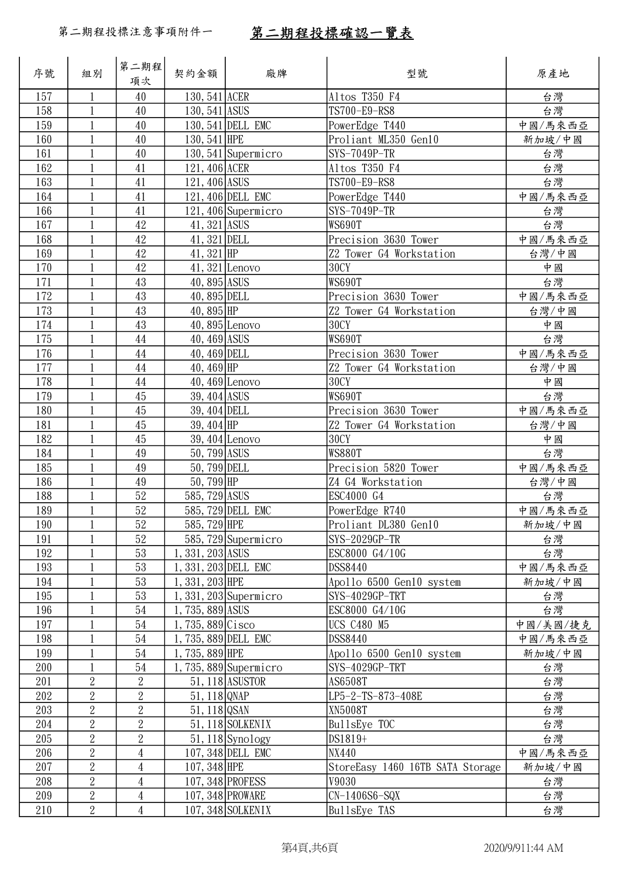第二期程投標注意事項附件一

# 第二期程投標確認一覽表

| 序號 | 組別 | 第二期程項次 | 契約金額 | 廠牌 | 型號 | 原產地 |
|---|---|---|---|---|---|---|
| 157 | 1 | 40 | 130,541 | ACER | Altos T350 F4 | 台灣 |
| 158 | 1 | 40 | 130,541 | ASUS | TS700-E9-RS8 | 台灣 |
| 159 | 1 | 40 | 130,541 | DELL EMC | PowerEdge T440 | 中國/馬來西亞 |
| 160 | 1 | 40 | 130,541 | HPE | Proliant ML350 Gen10 | 新加坡/中國 |
| 161 | 1 | 40 | 130,541 | Supermicro | SYS-7049P-TR | 台灣 |
| 162 | 1 | 41 | 121,406 | ACER | Altos T350 F4 | 台灣 |
| 163 | 1 | 41 | 121,406 | ASUS | TS700-E9-RS8 | 台灣 |
| 164 | 1 | 41 | 121,406 | DELL EMC | PowerEdge T440 | 中國/馬來西亞 |
| 166 | 1 | 41 | 121,406 | Supermicro | SYS-7049P-TR | 台灣 |
| 167 | 1 | 42 | 41,321 | ASUS | WS690T | 台灣 |
| 168 | 1 | 42 | 41,321 | DELL | Precision 3630 Tower | 中國/馬來西亞 |
| 169 | 1 | 42 | 41,321 | HP | Z2 Tower G4 Workstation | 台灣/中國 |
| 170 | 1 | 42 | 41,321 | Lenovo | 30CY | 中國 |
| 171 | 1 | 43 | 40,895 | ASUS | WS690T | 台灣 |
| 172 | 1 | 43 | 40,895 | DELL | Precision 3630 Tower | 中國/馬來西亞 |
| 173 | 1 | 43 | 40,895 | HP | Z2 Tower G4 Workstation | 台灣/中國 |
| 174 | 1 | 43 | 40,895 | Lenovo | 30CY | 中國 |
| 175 | 1 | 44 | 40,469 | ASUS | WS690T | 台灣 |
| 176 | 1 | 44 | 40,469 | DELL | Precision 3630 Tower | 中國/馬來西亞 |
| 177 | 1 | 44 | 40,469 | HP | Z2 Tower G4 Workstation | 台灣/中國 |
| 178 | 1 | 44 | 40,469 | Lenovo | 30CY | 中國 |
| 179 | 1 | 45 | 39,404 | ASUS | WS690T | 台灣 |
| 180 | 1 | 45 | 39,404 | DELL | Precision 3630 Tower | 中國/馬來西亞 |
| 181 | 1 | 45 | 39,404 | HP | Z2 Tower G4 Workstation | 台灣/中國 |
| 182 | 1 | 45 | 39,404 | Lenovo | 30CY | 中國 |
| 184 | 1 | 49 | 50,799 | ASUS | WS880T | 台灣 |
| 185 | 1 | 49 | 50,799 | DELL | Precision 5820 Tower | 中國/馬來西亞 |
| 186 | 1 | 49 | 50,799 | HP | Z4 G4 Workstation | 台灣/中國 |
| 188 | 1 | 52 | 585,729 | ASUS | ESC4000 G4 | 台灣 |
| 189 | 1 | 52 | 585,729 | DELL EMC | PowerEdge R740 | 中國/馬來西亞 |
| 190 | 1 | 52 | 585,729 | HPE | Proliant DL380 Gen10 | 新加坡/中國 |
| 191 | 1 | 52 | 585,729 | Supermicro | SYS-2029GP-TR | 台灣 |
| 192 | 1 | 53 | 1,331,203 | ASUS | ESC8000 G4/10G | 台灣 |
| 193 | 1 | 53 | 1,331,203 | DELL EMC | DSS8440 | 中國/馬來西亞 |
| 194 | 1 | 53 | 1,331,203 | HPE | Apollo 6500 Gen10 system | 新加坡/中國 |
| 195 | 1 | 53 | 1,331,203 | Supermicro | SYS-4029GP-TRT | 台灣 |
| 196 | 1 | 54 | 1,735,889 | ASUS | ESC8000 G4/10G | 台灣 |
| 197 | 1 | 54 | 1,735,889 | Cisco | UCS C480 M5 | 中國/美國/捷克 |
| 198 | 1 | 54 | 1,735,889 | DELL EMC | DSS8440 | 中國/馬來西亞 |
| 199 | 1 | 54 | 1,735,889 | HPE | Apollo 6500 Gen10 system | 新加坡/中國 |
| 200 | 1 | 54 | 1,735,889 | Supermicro | SYS-4029GP-TRT | 台灣 |
| 201 | 2 | 2 | 51,118 | ASUSTOR | AS6508T | 台灣 |
| 202 | 2 | 2 | 51,118 | QNAP | LP5-2-TS-873-408E | 台灣 |
| 203 | 2 | 2 | 51,118 | QSAN | XN5008T | 台灣 |
| 204 | 2 | 2 | 51,118 | SOLKENIX | BullsEye TOC | 台灣 |
| 205 | 2 | 2 | 51,118 | Synology | DS1819+ | 台灣 |
| 206 | 2 | 4 | 107,348 | DELL EMC | NX440 | 中國/馬來西亞 |
| 207 | 2 | 4 | 107,348 | HPE | StoreEasy 1460 16TB SATA Storage | 新加坡/中國 |
| 208 | 2 | 4 | 107,348 | PROFESS | V9030 | 台灣 |
| 209 | 2 | 4 | 107,348 | PROWARE | CN-1406S6-SQX | 台灣 |
| 210 | 2 | 4 | 107,348 | SOLKENIX | BullsEye TAS | 台灣 |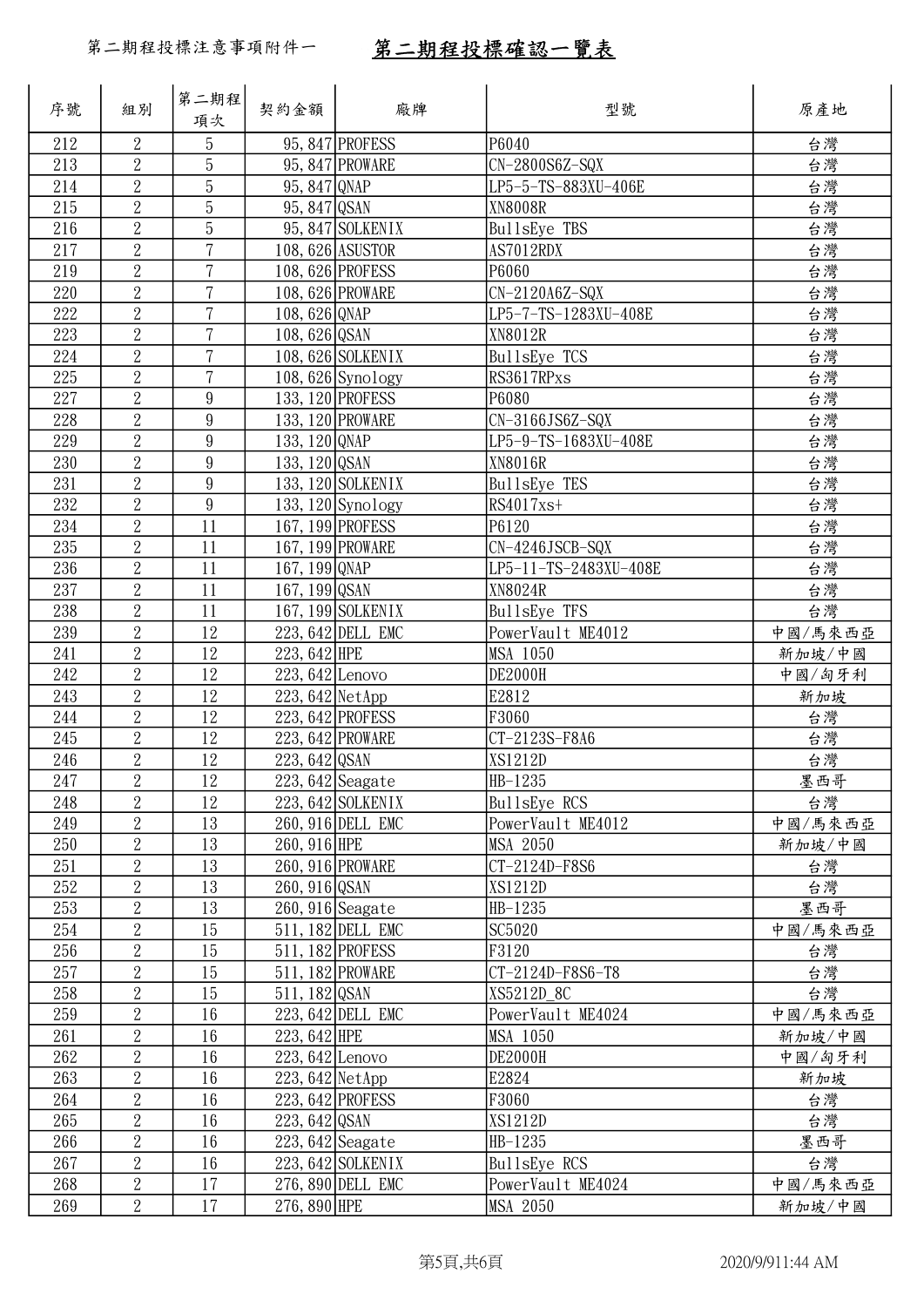第二期程投標注意事項附件一

# 第二期程投標確認一覽表

| 序號 | 組別 | 第二期程項次 | 契約金額 | 廠牌 | 型號 | 原產地 |
|---|---|---|---|---|---|---|
| 212 | 2 | 5 | 95,847 | PROFESS | P6040 | 台灣 |
| 213 | 2 | 5 | 95,847 | PROWARE | CN-2800S6Z-SQX | 台灣 |
| 214 | 2 | 5 | 95,847 | QNAP | LP5-5-TS-883XU-406E | 台灣 |
| 215 | 2 | 5 | 95,847 | QSAN | XN8008R | 台灣 |
| 216 | 2 | 5 | 95,847 | SOLKENIX | BullsEye TBS | 台灣 |
| 217 | 2 | 7 | 108,626 | ASUSTOR | AS7012RDX | 台灣 |
| 219 | 2 | 7 | 108,626 | PROFESS | P6060 | 台灣 |
| 220 | 2 | 7 | 108,626 | PROWARE | CN-2120A6Z-SQX | 台灣 |
| 222 | 2 | 7 | 108,626 | QNAP | LP5-7-TS-1283XU-408E | 台灣 |
| 223 | 2 | 7 | 108,626 | QSAN | XN8012R | 台灣 |
| 224 | 2 | 7 | 108,626 | SOLKENIX | BullsEye TCS | 台灣 |
| 225 | 2 | 7 | 108,626 | Synology | RS3617RPxs | 台灣 |
| 227 | 2 | 9 | 133,120 | PROFESS | P6080 | 台灣 |
| 228 | 2 | 9 | 133,120 | PROWARE | CN-3166JS6Z-SQX | 台灣 |
| 229 | 2 | 9 | 133,120 | QNAP | LP5-9-TS-1683XU-408E | 台灣 |
| 230 | 2 | 9 | 133,120 | QSAN | XN8016R | 台灣 |
| 231 | 2 | 9 | 133,120 | SOLKENIX | BullsEye TES | 台灣 |
| 232 | 2 | 9 | 133,120 | Synology | RS4017xs+ | 台灣 |
| 234 | 2 | 11 | 167,199 | PROFESS | P6120 | 台灣 |
| 235 | 2 | 11 | 167,199 | PROWARE | CN-4246JSCB-SQX | 台灣 |
| 236 | 2 | 11 | 167,199 | QNAP | LP5-11-TS-2483XU-408E | 台灣 |
| 237 | 2 | 11 | 167,199 | QSAN | XN8024R | 台灣 |
| 238 | 2 | 11 | 167,199 | SOLKENIX | BullsEye TFS | 台灣 |
| 239 | 2 | 12 | 223,642 | DELL EMC | PowerVault ME4012 | 中國/馬來西亞 |
| 241 | 2 | 12 | 223,642 | HPE | MSA 1050 | 新加坡/中國 |
| 242 | 2 | 12 | 223,642 | Lenovo | DE2000H | 中國/匈牙利 |
| 243 | 2 | 12 | 223,642 | NetApp | E2812 | 新加坡 |
| 244 | 2 | 12 | 223,642 | PROFESS | F3060 | 台灣 |
| 245 | 2 | 12 | 223,642 | PROWARE | CT-2123S-F8A6 | 台灣 |
| 246 | 2 | 12 | 223,642 | QSAN | XS1212D | 台灣 |
| 247 | 2 | 12 | 223,642 | Seagate | HB-1235 | 墨西哥 |
| 248 | 2 | 12 | 223,642 | SOLKENIX | BullsEye RCS | 台灣 |
| 249 | 2 | 13 | 260,916 | DELL EMC | PowerVault ME4012 | 中國/馬來西亞 |
| 250 | 2 | 13 | 260,916 | HPE | MSA 2050 | 新加坡/中國 |
| 251 | 2 | 13 | 260,916 | PROWARE | CT-2124D-F8S6 | 台灣 |
| 252 | 2 | 13 | 260,916 | QSAN | XS1212D | 台灣 |
| 253 | 2 | 13 | 260,916 | Seagate | HB-1235 | 墨西哥 |
| 254 | 2 | 15 | 511,182 | DELL EMC | SC5020 | 中國/馬來西亞 |
| 256 | 2 | 15 | 511,182 | PROFESS | F3120 | 台灣 |
| 257 | 2 | 15 | 511,182 | PROWARE | CT-2124D-F8S6-T8 | 台灣 |
| 258 | 2 | 15 | 511,182 | QSAN | XS5212D_8C | 台灣 |
| 259 | 2 | 16 | 223,642 | DELL EMC | PowerVault ME4024 | 中國/馬來西亞 |
| 261 | 2 | 16 | 223,642 | HPE | MSA 1050 | 新加坡/中國 |
| 262 | 2 | 16 | 223,642 | Lenovo | DE2000H | 中國/匈牙利 |
| 263 | 2 | 16 | 223,642 | NetApp | E2824 | 新加坡 |
| 264 | 2 | 16 | 223,642 | PROFESS | F3060 | 台灣 |
| 265 | 2 | 16 | 223,642 | QSAN | XS1212D | 台灣 |
| 266 | 2 | 16 | 223,642 | Seagate | HB-1235 | 墨西哥 |
| 267 | 2 | 16 | 223,642 | SOLKENIX | BullsEye RCS | 台灣 |
| 268 | 2 | 17 | 276,890 | DELL EMC | PowerVault ME4024 | 中國/馬來西亞 |
| 269 | 2 | 17 | 276,890 | HPE | MSA 2050 | 新加坡/中國 |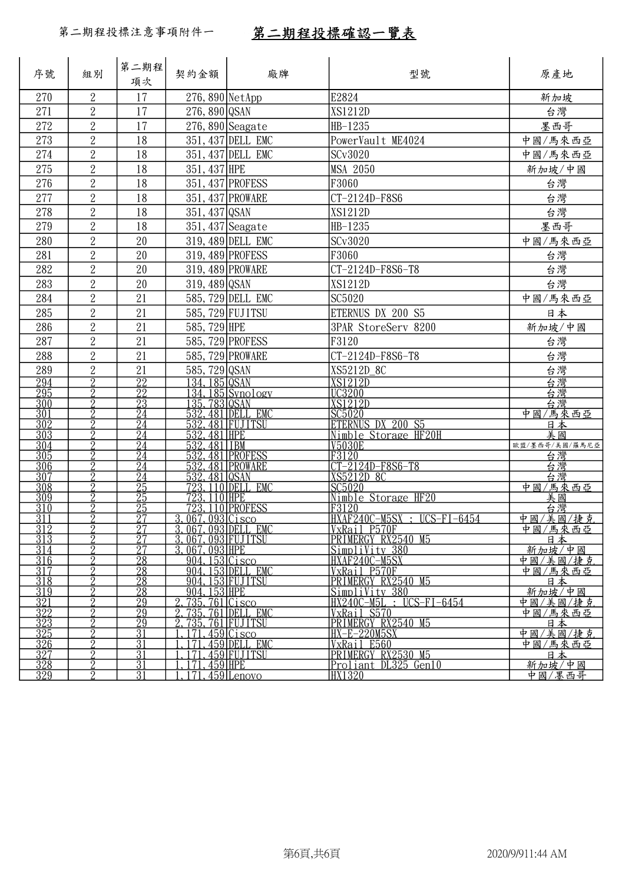第二期程投標注意事項附件一

# 第二期程投標確認一覽表

| 序號 | 組別 | 第二期程項次 | 契約金額 | 廠牌 | 型號 | 原產地 |
|---|---|---|---|---|---|---|
| 270 | 2 | 17 | 276,890 | NetApp | E2824 | 新加坡 |
| 271 | 2 | 17 | 276,890 | QSAN | XS1212D | 台灣 |
| 272 | 2 | 17 | 276,890 | Seagate | HB-1235 | 墨西哥 |
| 273 | 2 | 18 | 351,437 | DELL EMC | PowerVault ME4024 | 中國/馬來西亞 |
| 274 | 2 | 18 | 351,437 | DELL EMC | SCv3020 | 中國/馬來西亞 |
| 275 | 2 | 18 | 351,437 | HPE | MSA 2050 | 新加坡/中國 |
| 276 | 2 | 18 | 351,437 | PROFESS | F3060 | 台灣 |
| 277 | 2 | 18 | 351,437 | PROWARE | CT-2124D-F8S6 | 台灣 |
| 278 | 2 | 18 | 351,437 | QSAN | XS1212D | 台灣 |
| 279 | 2 | 18 | 351,437 | Seagate | HB-1235 | 墨西哥 |
| 280 | 2 | 20 | 319,489 | DELL EMC | SCv3020 | 中國/馬來西亞 |
| 281 | 2 | 20 | 319,489 | PROFESS | F3060 | 台灣 |
| 282 | 2 | 20 | 319,489 | PROWARE | CT-2124D-F8S6-T8 | 台灣 |
| 283 | 2 | 20 | 319,489 | QSAN | XS1212D | 台灣 |
| 284 | 2 | 21 | 585,729 | DELL EMC | SC5020 | 中國/馬來西亞 |
| 285 | 2 | 21 | 585,729 | FUJITSU | ETERNUS DX 200 S5 | 日本 |
| 286 | 2 | 21 | 585,729 | HPE | 3PAR StoreServ 8200 | 新加坡/中國 |
| 287 | 2 | 21 | 585,729 | PROFESS | F3120 | 台灣 |
| 288 | 2 | 21 | 585,729 | PROWARE | CT-2124D-F8S6-T8 | 台灣 |
| 289 | 2 | 21 | 585,729 | QSAN | XS5212D_8C | 台灣 |
| 294 | 2 | 22 | 134,185 | QSAN | XS1212D | 台灣 |
| 295 | 2 | 22 | 134,185 | Synology | UC3200 | 台灣 |
| 300 | 2 | 23 | 135,783 | QSAN | XS1212D | 台灣 |
| 301 | 2 | 24 | 532,481 | DELL EMC | SC5020 | 中國/馬來西亞 |
| 302 | 2 | 24 | 532,481 | FUJITSU | ETERNUS DX 200 S5 | 日本 |
| 303 | 2 | 24 | 532,481 | HPE | Nimble Storage HF20H | 美國 |
| 304 | 2 | 24 | 532,481 | IBM | V5030E | 歐盟/墨西哥/美國/羅馬尼亞 |
| 305 | 2 | 24 | 532,481 | PROFESS | F3120 | 台灣 |
| 306 | 2 | 24 | 532,481 | PROWARE | CT-2124D-F8S6-T8 | 台灣 |
| 307 | 2 | 24 | 532,481 | QSAN | XS5212D_8C | 台灣 |
| 308 | 2 | 25 | 723,110 | DELL EMC | SC5020 | 中國/馬來西亞 |
| 309 | 2 | 25 | 723,110 | HPE | Nimble Storage HF20 | 美國 |
| 310 | 2 | 25 | 723,110 | PROFESS | F3120 | 台灣 |
| 311 | 2 | 27 | 3,067,093 | Cisco | HXAF240C-M5SX ; UCS-FI-6454 | 中國/美國/捷克 |
| 312 | 2 | 27 | 3,067,093 | DELL EMC | VxRail P570F | 中國/馬來西亞 |
| 313 | 2 | 27 | 3,067,093 | FUJITSU | PRIMERGY RX2540 M5 | 日本 |
| 314 | 2 | 27 | 3,067,093 | HPE | SimpliVity 380 | 新加坡/中國 |
| 316 | 2 | 28 | 904,153 | Cisco | HXAF240C-M5SX | 中國/美國/捷克 |
| 317 | 2 | 28 | 904,153 | DELL EMC | VxRail P570F | 中國/馬來西亞 |
| 318 | 2 | 28 | 904,153 | FUJITSU | PRIMERGY RX2540 M5 | 日本 |
| 319 | 2 | 28 | 904,153 | HPE | SimpliVity 380 | 新加坡/中國 |
| 321 | 2 | 29 | 2,735,761 | Cisco | HX240C-M5L ; UCS-FI-6454 | 中國/美國/捷克 |
| 322 | 2 | 29 | 2,735,761 | DELL EMC | VxRail S570 | 中國/馬來西亞 |
| 323 | 2 | 29 | 2,735,761 | FUJITSU | PRIMERGY RX2540 M5 | 日本 |
| 325 | 2 | 31 | 1,171,459 | Cisco | HX-E-220M5SX | 中國/美國/捷克 |
| 326 | 2 | 31 | 1,171,459 | DELL EMC | VxRail E560 | 中國/馬來西亞 |
| 327 | 2 | 31 | 1,171,459 | FUJITSU | PRIMERGY RX2530 M5 | 日本 |
| 328 | 2 | 31 | 1,171,459 | HPE | Proliant DL325 Gen10 | 新加坡/中國 |
| 329 | 2 | 31 | 1,171,459 | Lenovo | HX1320 | 中國/墨西哥 |